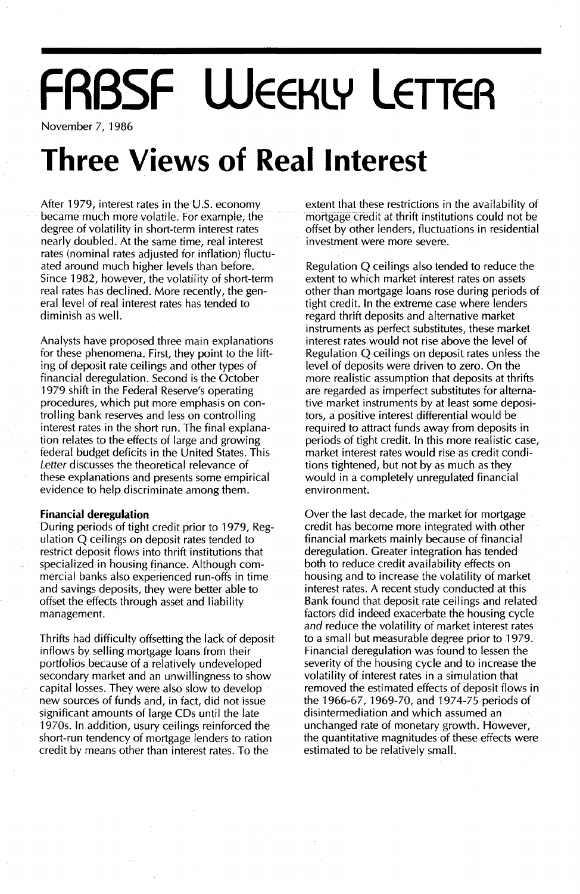# FRBSF Weekly Letter

November 7, 1986

# Three Views of Real Interest

After 1979, interest rates in the U.S. economy became much more volatile. For example, the degree of volatility in short-term interest rates nearly doubled. At the same time, real interest rates (nominal rates adjusted for inflation) fluctuated around much higher levels than before. Since 1982, however, the volatility of short-term real rates has declined. More recently, the general level of real interest rates has tended to diminish as well.

Analysts have proposed three main explanations for these phenomena. First, they point to the lifting of deposit rate ceilings and other types of financial deregulation. Second is the October 1979 shift in the Federal Reserve's operating procedures, which put more emphasis on controlling bank reserves and less on controlling interest rates in the short run. The final explanation relates to the effects of large and growing federal budget deficits in the United States. This *Letter* discusses the theoretical relevance of these explanations and presents some empirical evidence to help discriminate among them.

**Financial deregulation**

During periods of tight credit prior to 1979, Regulation Q ceilings on deposit rates tended to restrict deposit flows into thrift institutions that specialized in housing finance. Although commercial banks also experienced run-offs in time and savings deposits, they were better able to offset the effects through asset and liability management.

Thrifts had difficulty offsetting the lack of deposit inflows by selling mortgage loans from their portfolios because of a relatively undeveloped secondary market and an unwillingness to show capital losses. They were also slow to develop new sources of funds and, in fact, did not issue significant amounts of large CDs until the late 1970s. In addition, usury ceilings reinforced the short-run tendency of mortgage lenders to ration credit by means other than interest rates. To the extent that these restrictions in the availability of mortgage credit at thrift institutions could not be offset by other lenders, fluctuations in residential investment were more severe.

Regulation Q ceilings also tended to reduce the extent to which market interest rates on assets other than mortgage loans rose during periods of tight credit. In the extreme case where lenders regard thrift deposits and alternative market instruments as perfect substitutes, these market interest rates would not rise above the level of Regulation Q ceilings on deposit rates unless the level of deposits were driven to zero. On the more realistic assumption that deposits at thrifts are regarded as imperfect substitutes for alternative market instruments by at least some depositors, a positive interest differential would be required to attract funds away from deposits in periods of tight credit. In this more realistic case, market interest rates would rise as credit conditions tightened, but not by as much as they would in a completely unregulated financial environment.

Over the last decade, the market for mortgage credit has become more integrated with other financial markets mainly because of financial deregulation. Greater integration has tended both to reduce credit availability effects on housing and to increase the volatility of market interest rates. A recent study conducted at this Bank found that deposit rate ceilings and related factors did indeed exacerbate the housing cycle *and* reduce the volatility of market interest rates to a small but measurable degree prior to 1979. Financial deregulation was found to lessen the severity of the housing cycle and to increase the volatility of interest rates in a simulation that removed the estimated effects of deposit flows in the 1966-67, 1969-70, and 1974-75 periods of disintermediation and which assumed an unchanged rate of monetary growth. However, the quantitative magnitudes of these effects were estimated to be relatively small.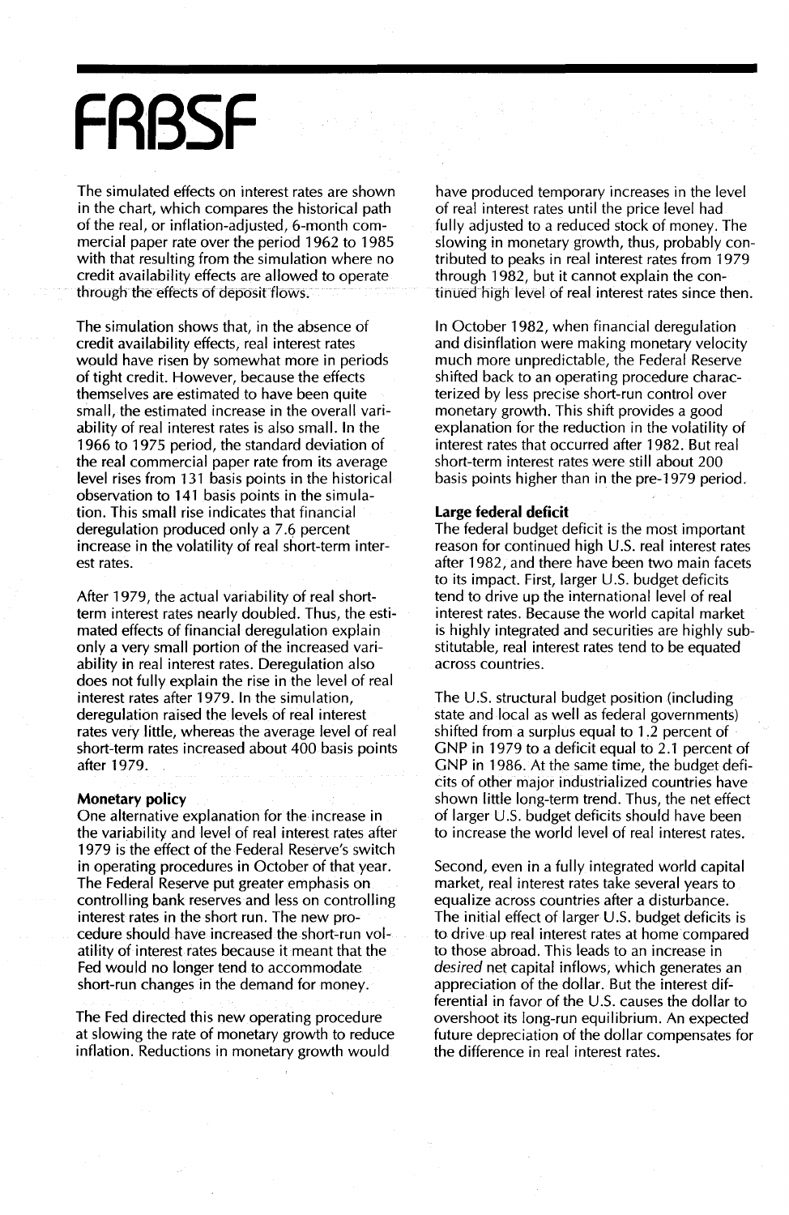The simulated effects on interest rates are shown in the chart, which compares the historical path of the real, or inflation-adjusted, 6-month commercial paper rate over the period 1962 to 1985 with that resulting from the simulation where no credit availability effects are allowed to operate through the effects of deposit flows.

The simulation shows that, in the absence of credit availability effects, real interest rates would have risen by somewhat more in periods of tight credit. However, because the effects themselves are estimated to have been quite small, the estimated increase in the overall variability of real interest rates is also small. In the 1966 to 1975 period, the standard deviation of the real commercial paper rate from its average level rises from 131 basis points in the historical observation to 141 basis points in the simulation. This small rise indicates that financial deregulation produced only a 7.6 percent increase in the volatility of real short-term interest rates.

After 1979, the actual variability of real short-term interest rates nearly doubled. Thus, the estimated effects of financial deregulation explain only a very small portion of the increased variability in real interest rates. Deregulation also does not fully explain the rise in the level of real interest rates after 1979. In the simulation, deregulation raised the levels of real interest rates very little, whereas the average level of real short-term rates increased about 400 basis points after 1979.

**Monetary policy**

One alternative explanation for the increase in the variability and level of real interest rates after 1979 is the effect of the Federal Reserve's switch in operating procedures in October of that year. The Federal Reserve put greater emphasis on controlling bank reserves and less on controlling interest rates in the short run. The new procedure should have increased the short-run volatility of interest rates because it meant that the Fed would no longer tend to accommodate short-run changes in the demand for money.

The Fed directed this new operating procedure at slowing the rate of monetary growth to reduce inflation. Reductions in monetary growth would have produced temporary increases in the level of real interest rates until the price level had fully adjusted to a reduced stock of money. The slowing in monetary growth, thus, probably contributed to peaks in real interest rates from 1979 through 1982, but it cannot explain the continued high level of real interest rates since then.

In October 1982, when financial deregulation and disinflation were making monetary velocity much more unpredictable, the Federal Reserve shifted back to an operating procedure characterized by less precise short-run control over monetary growth. This shift provides a good explanation for the reduction in the volatility of interest rates that occurred after 1982. But real short-term interest rates were still about 200 basis points higher than in the pre-1979 period.

**Large federal deficit**

The federal budget deficit is the most important reason for continued high U.S. real interest rates after 1982, and there have been two main facets to its impact. First, larger U.S. budget deficits tend to drive up the international level of real interest rates. Because the world capital market is highly integrated and securities are highly substitutable, real interest rates tend to be equated across countries.

The U.S. structural budget position (including state and local as well as federal governments) shifted from a surplus equal to 1.2 percent of GNP in 1979 to a deficit equal to 2.1 percent of GNP in 1986. At the same time, the budget deficits of other major industrialized countries have shown little long-term trend. Thus, the net effect of larger U.S. budget deficits should have been to increase the world level of real interest rates.

Second, even in a fully integrated world capital market, real interest rates take several years to equalize across countries after a disturbance. The initial effect of larger U.S. budget deficits is to drive up real interest rates at home compared to those abroad. This leads to an increase in *desired* net capital inflows, which generates an appreciation of the dollar. But the interest differential in favor of the U.S. causes the dollar to overshoot its long-run equilibrium. An expected future depreciation of the dollar compensates for the difference in real interest rates.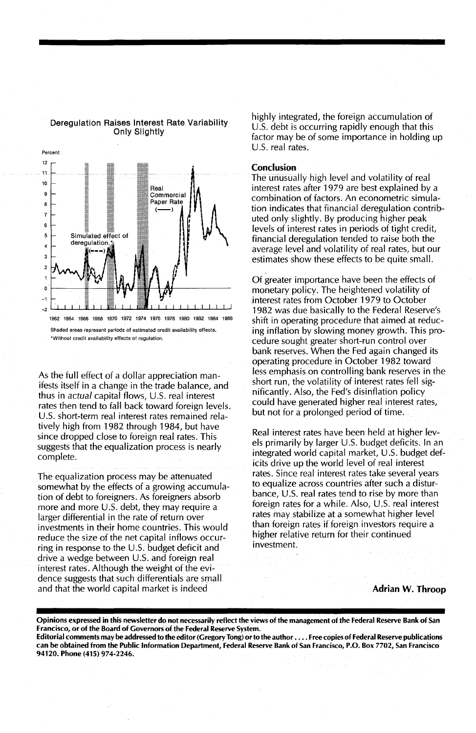Deregulation Raises Interest Rate Variability Only Slightly

Percent

12
11
10
9
8
7
6
5
4
3
2
1
0
-1
-2

Real Commercial Paper Rate (—)

Simulated effect of deregulation.* (---)

1962 1964 1966 1968 1970 1972 1974 1976 1978 1980 1982 1984 1986

Shaded areas represent periods of estimated credit availability effects.
*Without credit availability effects of regulation.

As the full effect of a dollar appreciation manifests itself in a change in the trade balance, and thus in *actual* capital flows, U.S. real interest rates then tend to fall back toward foreign levels. U.S. short-term real interest rates remained relatively high from 1982 through 1984, but have since dropped close to foreign real rates. This suggests that the equalization process is nearly complete.

The equalization process may be attenuated somewhat by the effects of a growing accumulation of debt to foreigners. As foreigners absorb more and more U.S. debt, they may require a larger differential in the rate of return over investments in their home countries. This would reduce the size of the net capital inflows occurring in response to the U.S. budget deficit and drive a wedge between U.S. and foreign real interest rates. Although the weight of the evidence suggests that such differentials are small and that the world capital market is indeed highly integrated, the foreign accumulation of U.S. debt is occurring rapidly enough that this factor may be of some importance in holding up U.S. real rates.

**Conclusion**

The unusually high level and volatility of real interest rates after 1979 are best explained by a combination of factors. An econometric simulation indicates that financial deregulation contributed only slightly. By producing higher peak levels of interest rates in periods of tight credit, financial deregulation tended to raise both the average level and volatility of real rates, but our estimates show these effects to be quite small.

Of greater importance have been the effects of monetary policy. The heightened volatility of interest rates from October 1979 to October 1982 was due basically to the Federal Reserve's shift in operating procedure that aimed at reducing inflation by slowing money growth. This procedure sought greater short-run control over bank reserves. When the Fed again changed its operating procedure in October 1982 toward less emphasis on controlling bank reserves in the short run, the volatility of interest rates fell significantly. Also, the Fed's disinflation policy could have generated higher real interest rates, but not for a prolonged period of time.

Real interest rates have been held at higher levels primarily by larger U.S. budget deficits. In an integrated world capital market, U.S. budget deficits drive up the world level of real interest rates. Since real interest rates take several years to equalize across countries after such a disturbance, U.S. real rates tend to rise by more than foreign rates for a while. Also, U.S. real interest rates may stabilize at a somewhat higher level than foreign rates if foreign investors require a higher relative return for their continued investment.

**Adrian W. Throop**

**Opinions expressed in this newsletter do not necessarily reflect the views of the management of the Federal Reserve Bank of San Francisco, or of the Board of Governors of the Federal Reserve System.**
**Editorial comments may be addressed to the editor (Gregory Tong) or to the author . . . . Free copies of Federal Reserve publications can be obtained from the Public Information Department, Federal Reserve Bank of San Francisco, P.O. Box 7702, San Francisco 94120. Phone (415) 974-2246.**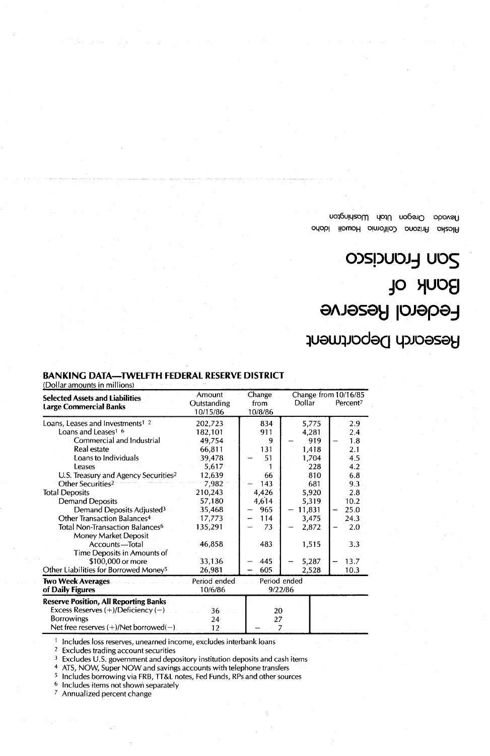Research Department

Federal Reserve

Bank of

San Francisco

Alaska Arizona California Hawaii Idaho
Nevada Oregon Utah Washington

## BANKING DATA—TWELFTH FEDERAL RESERVE DISTRICT

(Dollar amounts in millions)

| **Selected Assets and Liabilities Large Commercial Banks** | Amount Outstanding 10/15/86 | Change from 10/8/86 | Change from 10/16/85 Dollar | Percent[7] |
|---|---|---|---|---|
| Loans, Leases and Investments[1] [2] | 202,723 | 834 | 5,775 | 2.9 |
| Loans and Leases[1] [6] | 182,101 | 911 | 4,281 | 2.4 |
| Commercial and Industrial | 49,754 | 9 | − 919 | − 1.8 |
| Real estate | 66,811 | 131 | 1,418 | 2.1 |
| Loans to Individuals | 39,478 | − 51 | 1,704 | 4.5 |
| Leases | 5,617 | 1 | 228 | 4.2 |
| U.S. Treasury and Agency Securities[2] | 12,639 | 66 | 810 | 6.8 |
| Other Securities[2] | 7,982 | − 143 | 681 | 9.3 |
| Total Deposits | 210,243 | 4,426 | 5,920 | 2.8 |
| Demand Deposits | 57,180 | 4,614 | 5,319 | 10.2 |
| Demand Deposits Adjusted[3] | 35,468 | − 965 | − 11,831 | − 25.0 |
| Other Transaction Balances[4] | 17,773 | − 114 | 3,475 | 24.3 |
| Total Non-Transaction Balances[6] | 135,291 | − 73 | − 2,872 | − 2.0 |
| Money Market Deposit Accounts—Total | 46,858 | 483 | 1,515 | 3.3 |
| Time Deposits in Amounts of $100,000 or more | 33,136 | − 445 | − 5,287 | − 13.7 |
| Other Liabilities for Borrowed Money[5] | 26,981 | − 605 | 2,528 | 10.3 |

| **Two Week Averages of Daily Figures** | Period ended 10/6/86 | Period ended 9/22/86 |
|---|---|---|
| **Reserve Position, All Reporting Banks** | | |
| Excess Reserves (+)/Deficiency (−) | 36 | 20 |
| Borrowings | 24 | 27 |
| Net free reserves (+)/Net borrowed(−) | 12 | − 7 |

[1] Includes loss reserves, unearned income, excludes interbank loans
[2] Excludes trading account securities
[3] Excludes U.S. government and depository institution deposits and cash items
[4] ATS, NOW, Super NOW and savings accounts with telephone transfers
[5] Includes borrowing via FRB, TT&L notes, Fed Funds, RPs and other sources
[6] Includes items not shown separately
[7] Annualized percent change